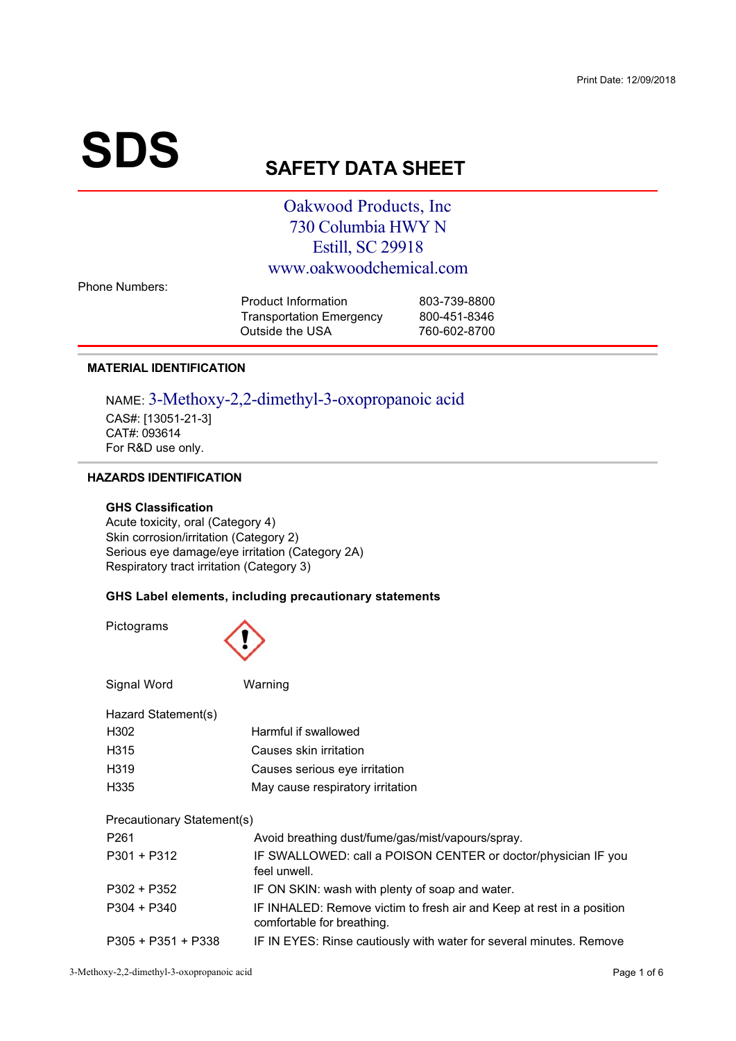Print Date: 12/09/2018

# SDS

## SAFETY DATA SHEET

Oakwood Products, Inc
730 Columbia HWY N
Estill, SC 29918
www.oakwoodchemical.com

Phone Numbers:

| | |
|---|---|
| Product Information | 803-739-8800 |
| Transportation Emergency | 800-451-8346 |
| Outside the USA | 760-602-8700 |

### MATERIAL IDENTIFICATION

NAME: 3-Methoxy-2,2-dimethyl-3-oxopropanoic acid
CAS#: [13051-21-3]
CAT#: 093614
For R&D use only.

### HAZARDS IDENTIFICATION

**GHS Classification**
Acute toxicity, oral (Category 4)
Skin corrosion/irritation (Category 2)
Serious eye damage/eye irritation (Category 2A)
Respiratory tract irritation (Category 3)

**GHS Label elements, including precautionary statements**

Pictograms

Signal Word: Warning

Hazard Statement(s)

| | |
|---|---|
| H302 | Harmful if swallowed |
| H315 | Causes skin irritation |
| H319 | Causes serious eye irritation |
| H335 | May cause respiratory irritation |

Precautionary Statement(s)

| | |
|---|---|
| P261 | Avoid breathing dust/fume/gas/mist/vapours/spray. |
| P301 + P312 | IF SWALLOWED: call a POISON CENTER or doctor/physician IF you feel unwell. |
| P302 + P352 | IF ON SKIN: wash with plenty of soap and water. |
| P304 + P340 | IF INHALED: Remove victim to fresh air and Keep at rest in a position comfortable for breathing. |
| P305 + P351 + P338 | IF IN EYES: Rinse cautiously with water for several minutes. Remove |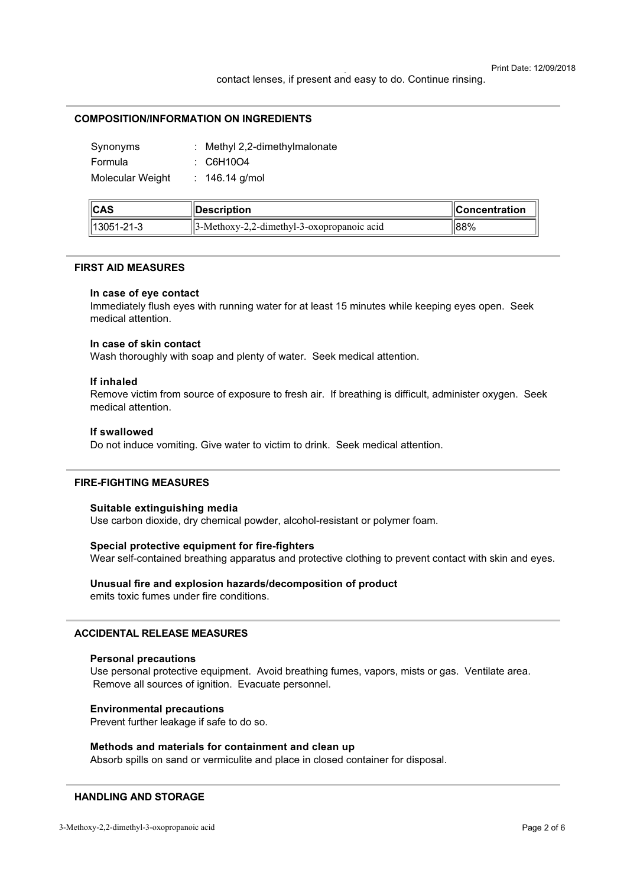contact lenses, if present and easy to do. Continue rinsing.

## COMPOSITION/INFORMATION ON INGREDIENTS

Synonyms : Methyl 2,2-dimethylmalonate

Formula : $C_6H_{10}O_4$

Molecular Weight : 146.14 g/mol

| CAS | Description | Concentration |
|---|---|---|
| 13051-21-3 | 3-Methoxy-2,2-dimethyl-3-oxopropanoic acid | 88% |

## FIRST AID MEASURES

### In case of eye contact

Immediately flush eyes with running water for at least 15 minutes while keeping eyes open. Seek medical attention.

### In case of skin contact

Wash thoroughly with soap and plenty of water. Seek medical attention.

### If inhaled

Remove victim from source of exposure to fresh air. If breathing is difficult, administer oxygen. Seek medical attention.

### If swallowed

Do not induce vomiting. Give water to victim to drink. Seek medical attention.

## FIRE-FIGHTING MEASURES

### Suitable extinguishing media

Use carbon dioxide, dry chemical powder, alcohol-resistant or polymer foam.

### Special protective equipment for fire-fighters

Wear self-contained breathing apparatus and protective clothing to prevent contact with skin and eyes.

### Unusual fire and explosion hazards/decomposition of product

emits toxic fumes under fire conditions.

## ACCIDENTAL RELEASE MEASURES

### Personal precautions

Use personal protective equipment. Avoid breathing fumes, vapors, mists or gas. Ventilate area. Remove all sources of ignition. Evacuate personnel.

### Environmental precautions

Prevent further leakage if safe to do so.

### Methods and materials for containment and clean up

Absorb spills on sand or vermiculite and place in closed container for disposal.

## HANDLING AND STORAGE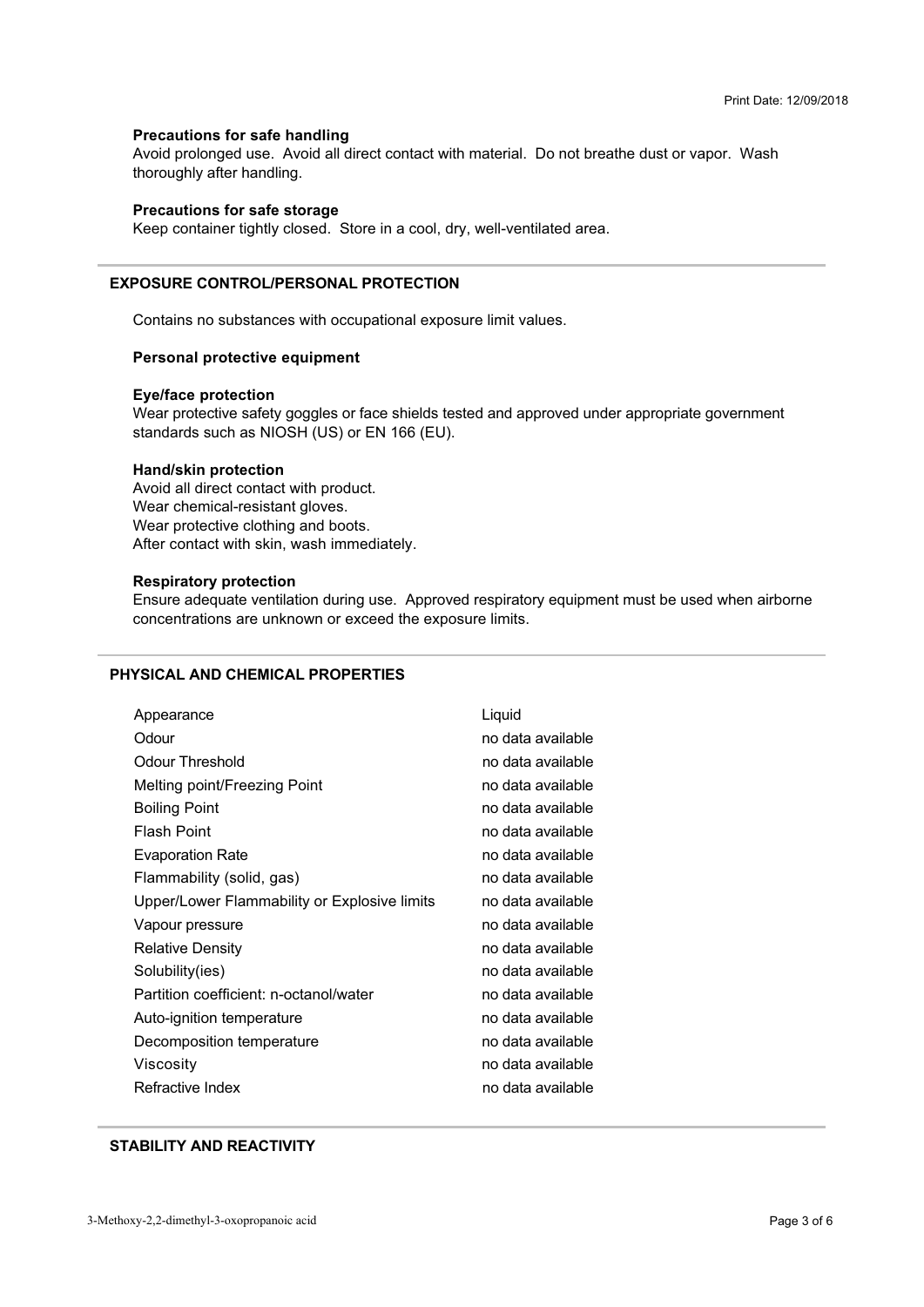**Precautions for safe handling**

Avoid prolonged use. Avoid all direct contact with material. Do not breathe dust or vapor. Wash thoroughly after handling.

**Precautions for safe storage**

Keep container tightly closed. Store in a cool, dry, well-ventilated area.

## EXPOSURE CONTROL/PERSONAL PROTECTION

Contains no substances with occupational exposure limit values.

**Personal protective equipment**

**Eye/face protection**

Wear protective safety goggles or face shields tested and approved under appropriate government standards such as NIOSH (US) or EN 166 (EU).

**Hand/skin protection**

Avoid all direct contact with product.
Wear chemical-resistant gloves.
Wear protective clothing and boots.
After contact with skin, wash immediately.

**Respiratory protection**

Ensure adequate ventilation during use. Approved respiratory equipment must be used when airborne concentrations are unknown or exceed the exposure limits.

## PHYSICAL AND CHEMICAL PROPERTIES

| | |
|---|---|
| Appearance | Liquid |
| Odour | no data available |
| Odour Threshold | no data available |
| Melting point/Freezing Point | no data available |
| Boiling Point | no data available |
| Flash Point | no data available |
| Evaporation Rate | no data available |
| Flammability (solid, gas) | no data available |
| Upper/Lower Flammability or Explosive limits | no data available |
| Vapour pressure | no data available |
| Relative Density | no data available |
| Solubility(ies) | no data available |
| Partition coefficient: n-octanol/water | no data available |
| Auto-ignition temperature | no data available |
| Decomposition temperature | no data available |
| Viscosity | no data available |
| Refractive Index | no data available |

## STABILITY AND REACTIVITY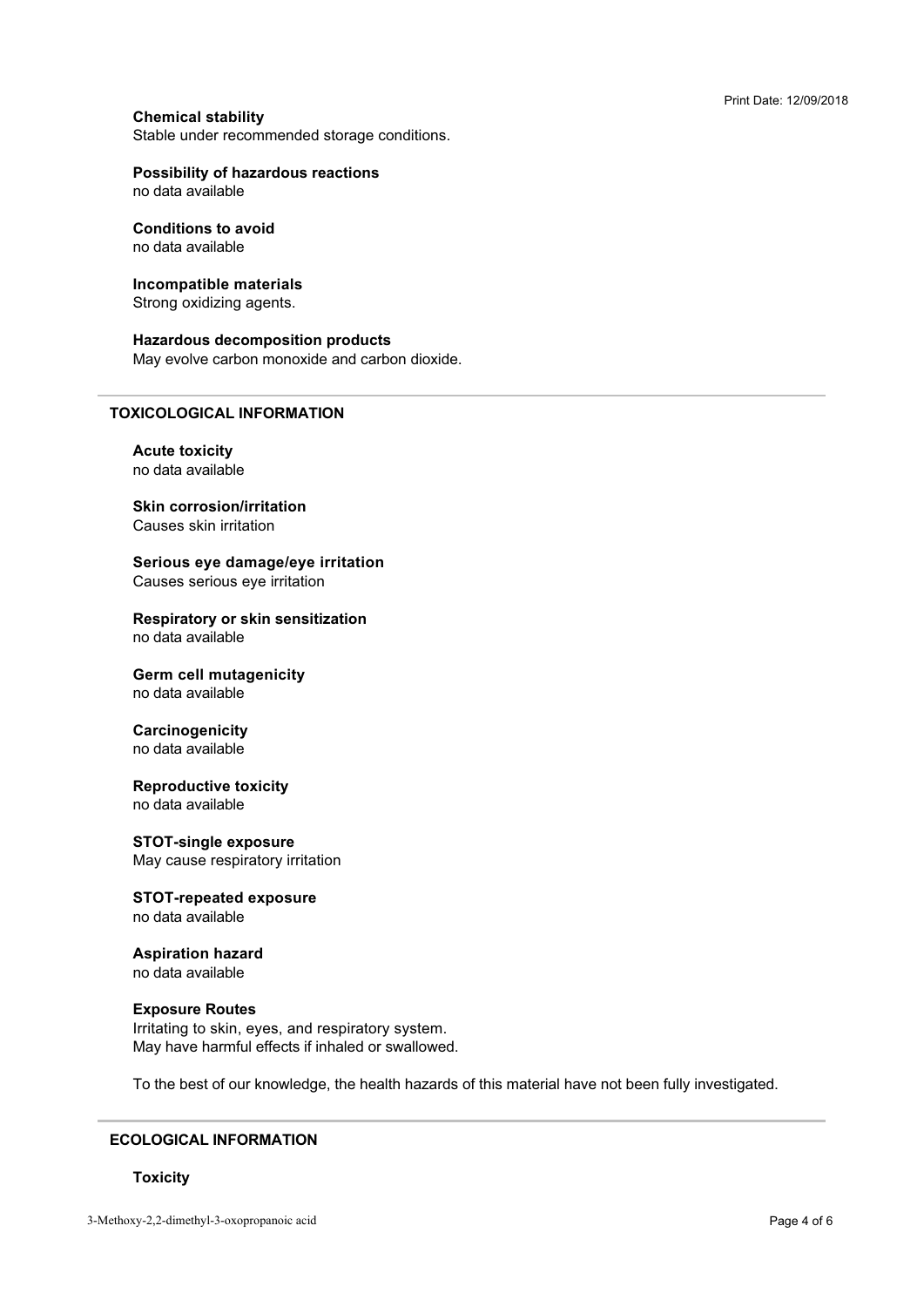**Chemical stability**
Stable under recommended storage conditions.

**Possibility of hazardous reactions**
no data available

**Conditions to avoid**
no data available

**Incompatible materials**
Strong oxidizing agents.

**Hazardous decomposition products**
May evolve carbon monoxide and carbon dioxide.

## TOXICOLOGICAL INFORMATION

**Acute toxicity**
no data available

**Skin corrosion/irritation**
Causes skin irritation

**Serious eye damage/eye irritation**
Causes serious eye irritation

**Respiratory or skin sensitization**
no data available

**Germ cell mutagenicity**
no data available

**Carcinogenicity**
no data available

**Reproductive toxicity**
no data available

**STOT-single exposure**
May cause respiratory irritation

**STOT-repeated exposure**
no data available

**Aspiration hazard**
no data available

**Exposure Routes**
Irritating to skin, eyes, and respiratory system.
May have harmful effects if inhaled or swallowed.

To the best of our knowledge, the health hazards of this material have not been fully investigated.

## ECOLOGICAL INFORMATION

**Toxicity**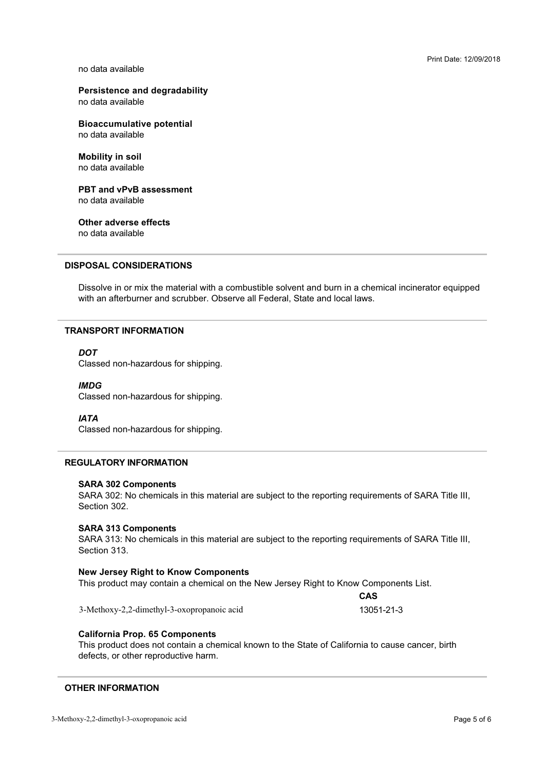no data available

**Persistence and degradability**
no data available

**Bioaccumulative potential**
no data available

**Mobility in soil**
no data available

**PBT and vPvB assessment**
no data available

**Other adverse effects**
no data available

## DISPOSAL CONSIDERATIONS

Dissolve in or mix the material with a combustible solvent and burn in a chemical incinerator equipped with an afterburner and scrubber. Observe all Federal, State and local laws.

## TRANSPORT INFORMATION

***DOT***
Classed non-hazardous for shipping.

***IMDG***
Classed non-hazardous for shipping.

***IATA***
Classed non-hazardous for shipping.

## REGULATORY INFORMATION

**SARA 302 Components**
SARA 302: No chemicals in this material are subject to the reporting requirements of SARA Title III, Section 302.

**SARA 313 Components**
SARA 313: No chemicals in this material are subject to the reporting requirements of SARA Title III, Section 313.

**New Jersey Right to Know Components**
This product may contain a chemical on the New Jersey Right to Know Components List.

| | CAS |
|---|---|
| 3-Methoxy-2,2-dimethyl-3-oxopropanoic acid | 13051-21-3 |

**California Prop. 65 Components**
This product does not contain a chemical known to the State of California to cause cancer, birth defects, or other reproductive harm.

## OTHER INFORMATION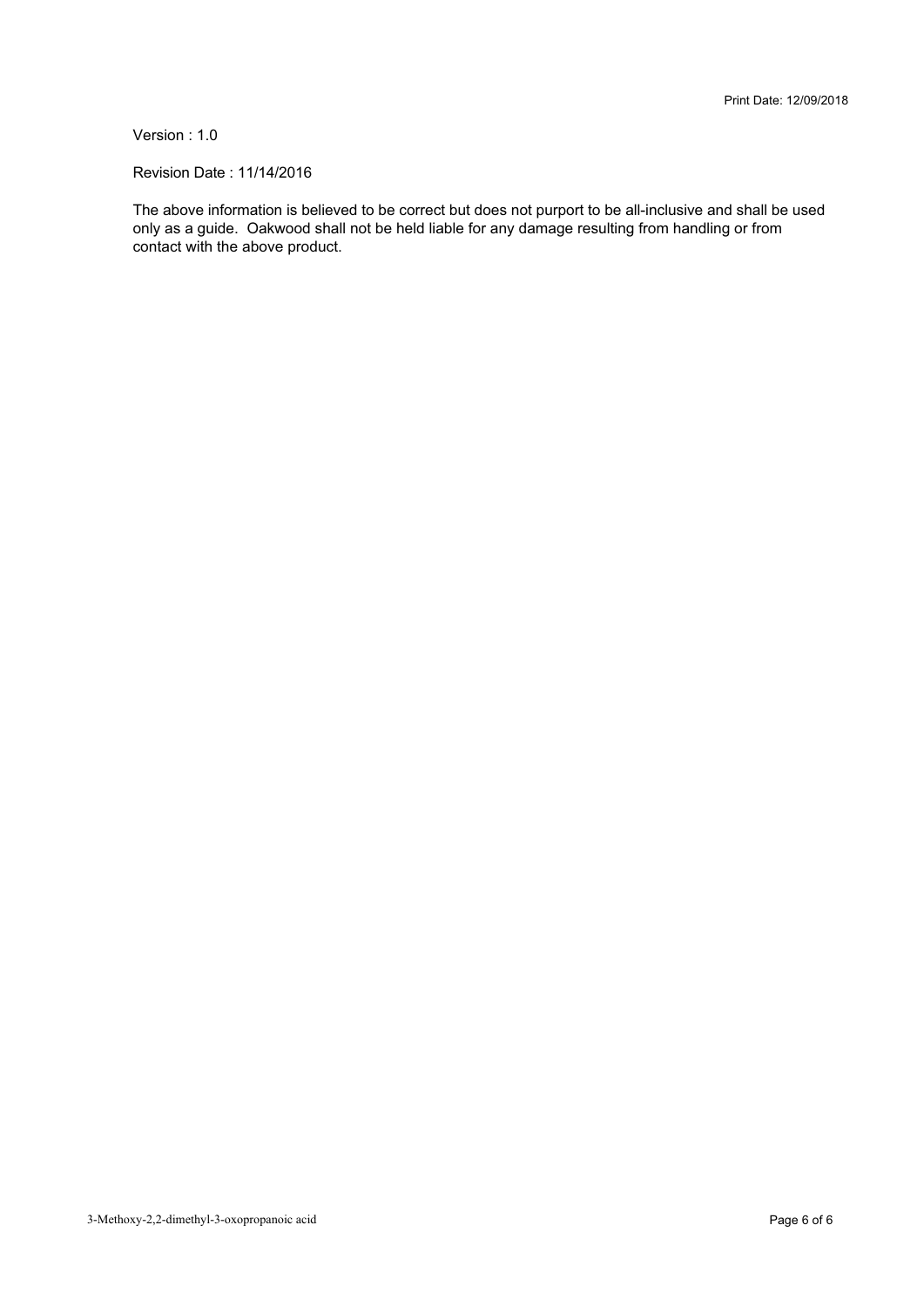Version : 1.0

Revision Date : 11/14/2016

The above information is believed to be correct but does not purport to be all-inclusive and shall be used only as a guide. Oakwood shall not be held liable for any damage resulting from handling or from contact with the above product.